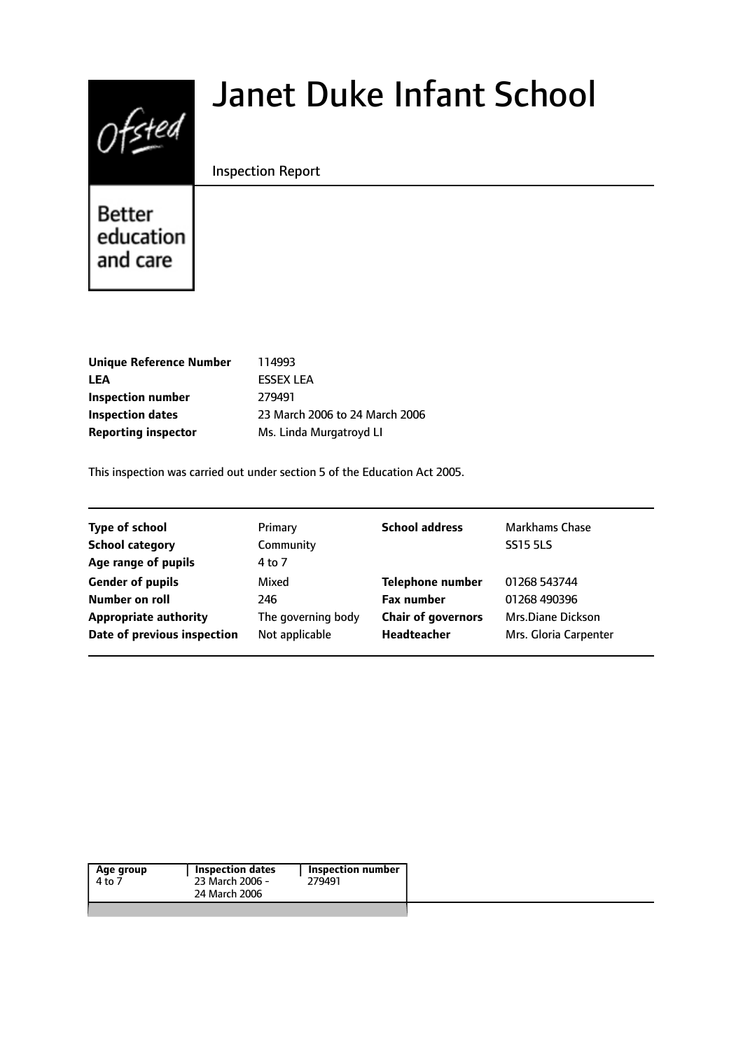Ofsted

Better education and care

# Janet Duke Infant School

Inspection Report

| | |
|---|---|
| **Unique Reference Number** | 114993 |
| **LEA** | ESSEX LEA |
| **Inspection number** | 279491 |
| **Inspection dates** | 23 March 2006 to 24 March 2006 |
| **Reporting inspector** | Ms. Linda Murgatroyd LI |

This inspection was carried out under section 5 of the Education Act 2005.

| | | | |
|---|---|---|---|
| **Type of school** | Primary | **School address** | Markhams Chase |
| **School category** | Community | | SS15 5LS |
| **Age range of pupils** | 4 to 7 | | |
| **Gender of pupils** | Mixed | **Telephone number** | 01268 543744 |
| **Number on roll** | 246 | **Fax number** | 01268 490396 |
| **Appropriate authority** | The governing body | **Chair of governors** | Mrs.Diane Dickson |
| **Date of previous inspection** | Not applicable | **Headteacher** | Mrs. Gloria Carpenter |

| Age group | Inspection dates | Inspection number |
|---|---|---|
| 4 to 7 | 23 March 2006 - 24 March 2006 | 279491 |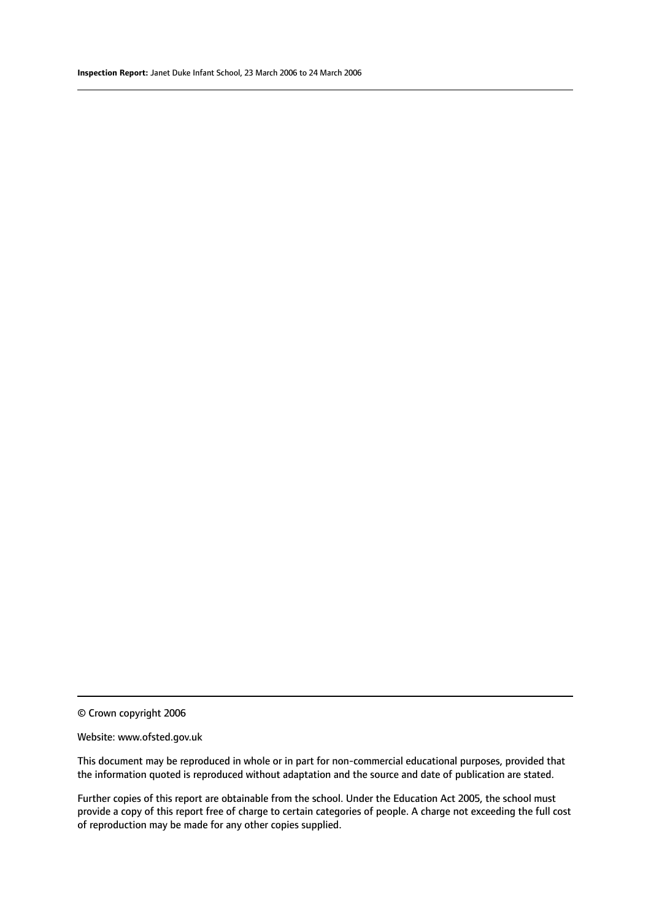© Crown copyright 2006

Website: www.ofsted.gov.uk

This document may be reproduced in whole or in part for non-commercial educational purposes, provided that the information quoted is reproduced without adaptation and the source and date of publication are stated.

Further copies of this report are obtainable from the school. Under the Education Act 2005, the school must provide a copy of this report free of charge to certain categories of people. A charge not exceeding the full cost of reproduction may be made for any other copies supplied.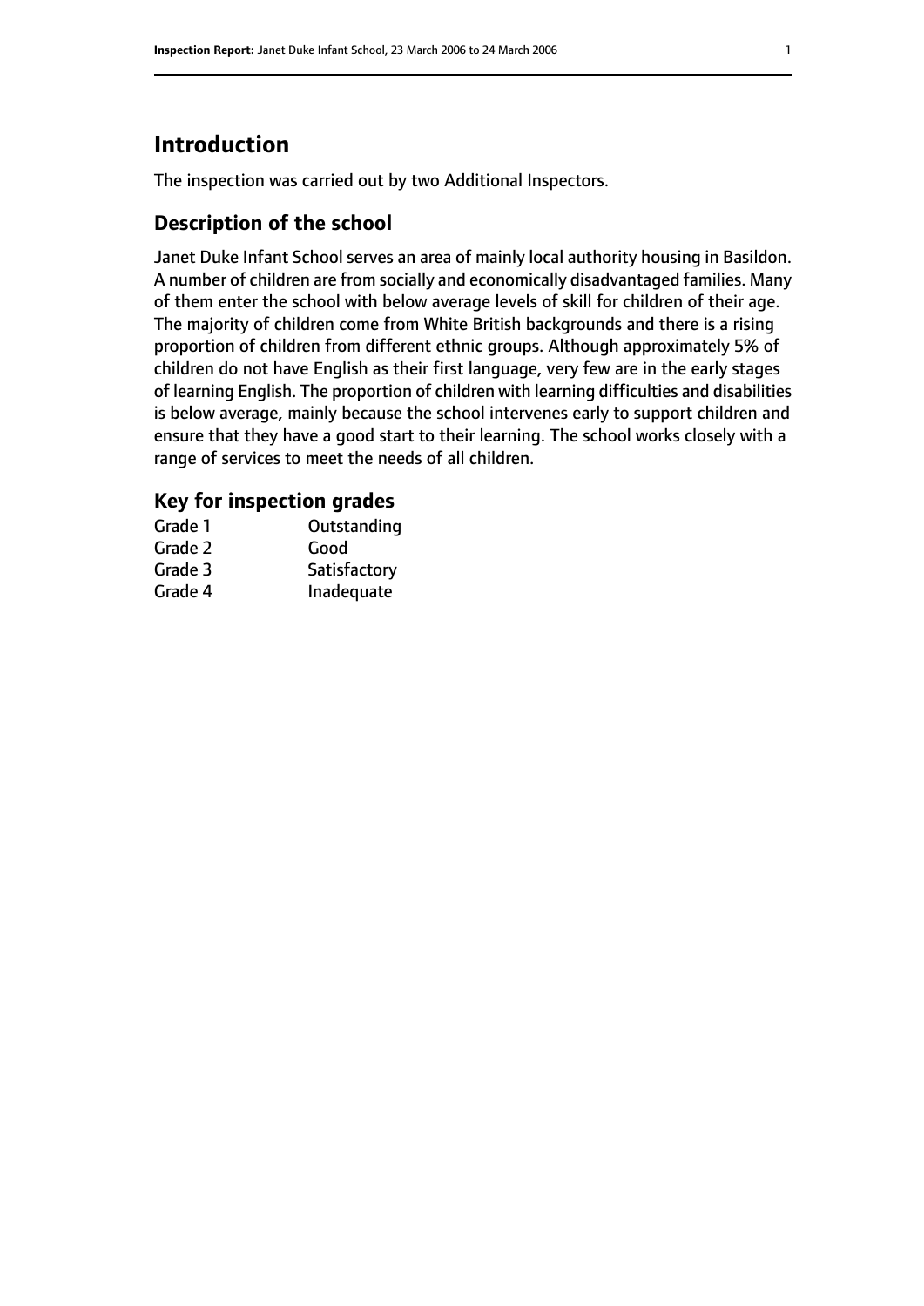# Introduction

The inspection was carried out by two Additional Inspectors.

## Description of the school

Janet Duke Infant School serves an area of mainly local authority housing in Basildon. A number of children are from socially and economically disadvantaged families. Many of them enter the school with below average levels of skill for children of their age. The majority of children come from White British backgrounds and there is a rising proportion of children from different ethnic groups. Although approximately 5% of children do not have English as their first language, very few are in the early stages of learning English. The proportion of children with learning difficulties and disabilities is below average, mainly because the school intervenes early to support children and ensure that they have a good start to their learning. The school works closely with a range of services to meet the needs of all children.

## Key for inspection grades

| | |
|---|---|
| Grade 1 | Outstanding |
| Grade 2 | Good |
| Grade 3 | Satisfactory |
| Grade 4 | Inadequate |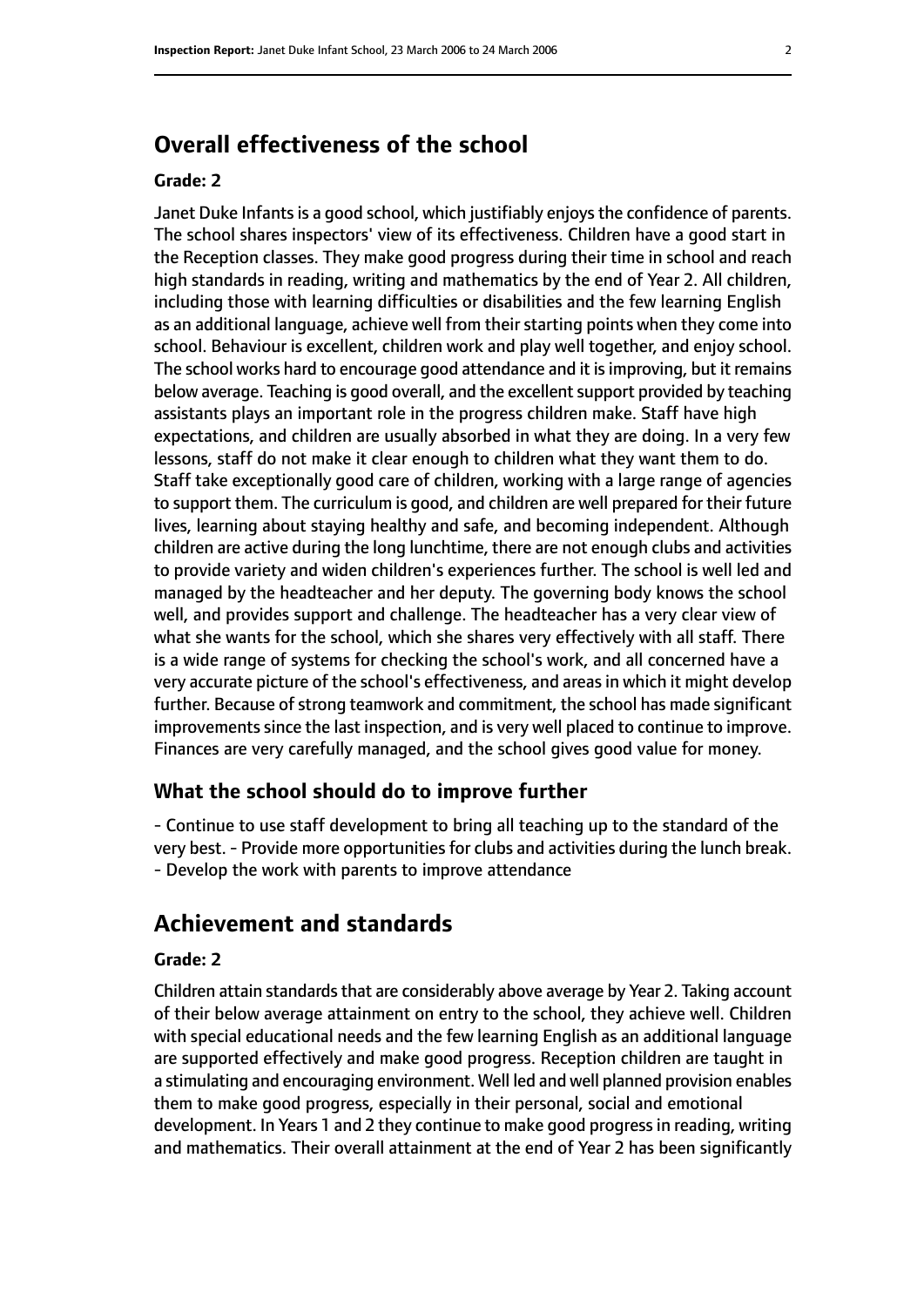## Overall effectiveness of the school

### Grade: 2

Janet Duke Infants is a good school, which justifiably enjoys the confidence of parents. The school shares inspectors' view of its effectiveness. Children have a good start in the Reception classes. They make good progress during their time in school and reach high standards in reading, writing and mathematics by the end of Year 2. All children, including those with learning difficulties or disabilities and the few learning English as an additional language, achieve well from their starting points when they come into school. Behaviour is excellent, children work and play well together, and enjoy school. The school works hard to encourage good attendance and it is improving, but it remains below average. Teaching is good overall, and the excellent support provided by teaching assistants plays an important role in the progress children make. Staff have high expectations, and children are usually absorbed in what they are doing. In a very few lessons, staff do not make it clear enough to children what they want them to do. Staff take exceptionally good care of children, working with a large range of agencies to support them. The curriculum is good, and children are well prepared for their future lives, learning about staying healthy and safe, and becoming independent. Although children are active during the long lunchtime, there are not enough clubs and activities to provide variety and widen children's experiences further. The school is well led and managed by the headteacher and her deputy. The governing body knows the school well, and provides support and challenge. The headteacher has a very clear view of what she wants for the school, which she shares very effectively with all staff. There is a wide range of systems for checking the school's work, and all concerned have a very accurate picture of the school's effectiveness, and areas in which it might develop further. Because of strong teamwork and commitment, the school has made significant improvements since the last inspection, and is very well placed to continue to improve. Finances are very carefully managed, and the school gives good value for money.

### What the school should do to improve further

- Continue to use staff development to bring all teaching up to the standard of the very best. - Provide more opportunities for clubs and activities during the lunch break. - Develop the work with parents to improve attendance

## Achievement and standards

### Grade: 2

Children attain standards that are considerably above average by Year 2. Taking account of their below average attainment on entry to the school, they achieve well. Children with special educational needs and the few learning English as an additional language are supported effectively and make good progress. Reception children are taught in a stimulating and encouraging environment. Well led and well planned provision enables them to make good progress, especially in their personal, social and emotional development. In Years 1 and 2 they continue to make good progress in reading, writing and mathematics. Their overall attainment at the end of Year 2 has been significantly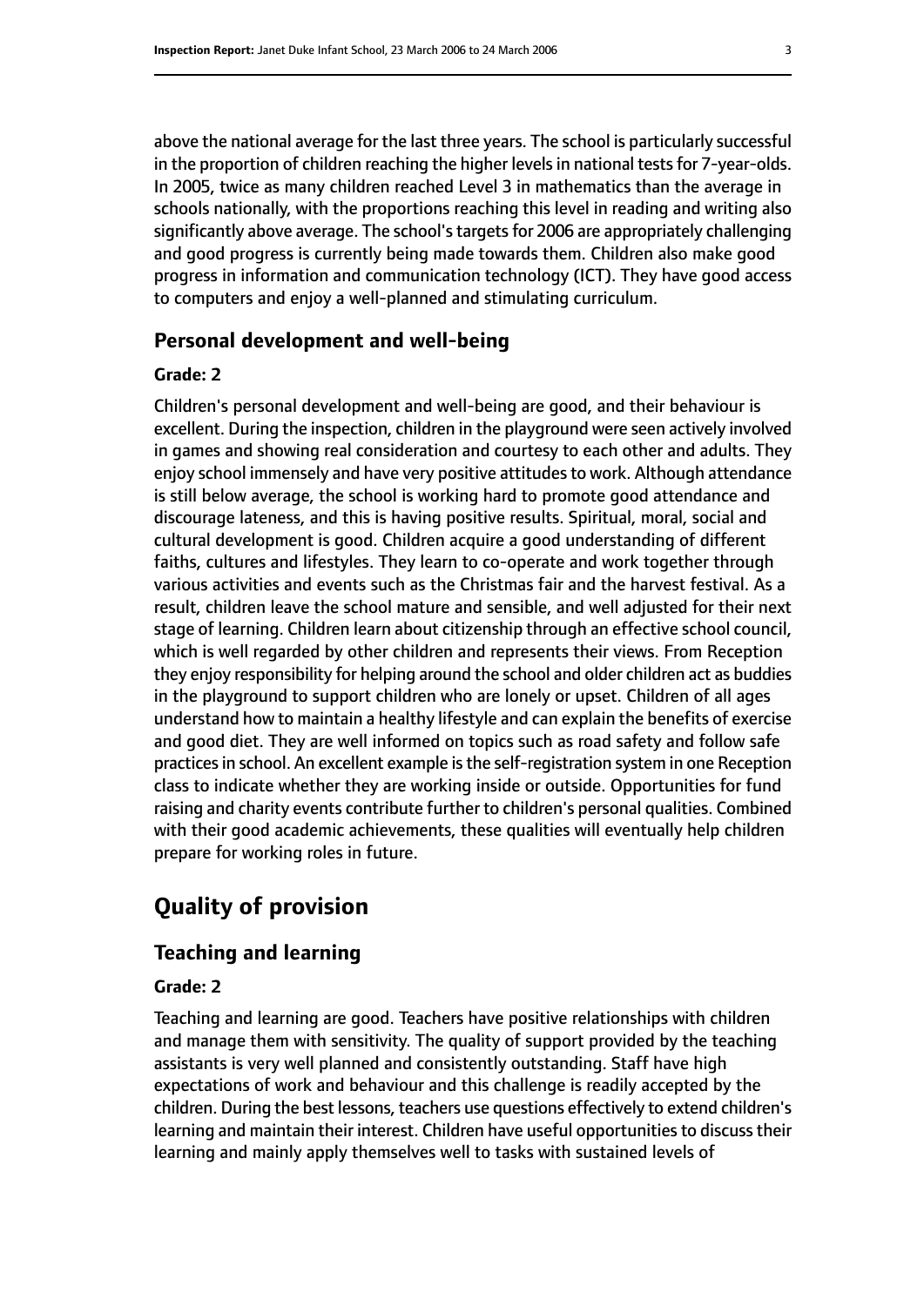above the national average for the last three years. The school is particularly successful in the proportion of children reaching the higher levels in national tests for 7-year-olds. In 2005, twice as many children reached Level 3 in mathematics than the average in schools nationally, with the proportions reaching this level in reading and writing also significantly above average. The school's targets for 2006 are appropriately challenging and good progress is currently being made towards them. Children also make good progress in information and communication technology (ICT). They have good access to computers and enjoy a well-planned and stimulating curriculum.

### Personal development and well-being

#### Grade: 2

Children's personal development and well-being are good, and their behaviour is excellent. During the inspection, children in the playground were seen actively involved in games and showing real consideration and courtesy to each other and adults. They enjoy school immensely and have very positive attitudes to work. Although attendance is still below average, the school is working hard to promote good attendance and discourage lateness, and this is having positive results. Spiritual, moral, social and cultural development is good. Children acquire a good understanding of different faiths, cultures and lifestyles. They learn to co-operate and work together through various activities and events such as the Christmas fair and the harvest festival. As a result, children leave the school mature and sensible, and well adjusted for their next stage of learning. Children learn about citizenship through an effective school council, which is well regarded by other children and represents their views. From Reception they enjoy responsibility for helping around the school and older children act as buddies in the playground to support children who are lonely or upset. Children of all ages understand how to maintain a healthy lifestyle and can explain the benefits of exercise and good diet. They are well informed on topics such as road safety and follow safe practices in school. An excellent example is the self-registration system in one Reception class to indicate whether they are working inside or outside. Opportunities for fund raising and charity events contribute further to children's personal qualities. Combined with their good academic achievements, these qualities will eventually help children prepare for working roles in future.

## Quality of provision

### Teaching and learning

#### Grade: 2

Teaching and learning are good. Teachers have positive relationships with children and manage them with sensitivity. The quality of support provided by the teaching assistants is very well planned and consistently outstanding. Staff have high expectations of work and behaviour and this challenge is readily accepted by the children. During the best lessons, teachers use questions effectively to extend children's learning and maintain their interest. Children have useful opportunities to discuss their learning and mainly apply themselves well to tasks with sustained levels of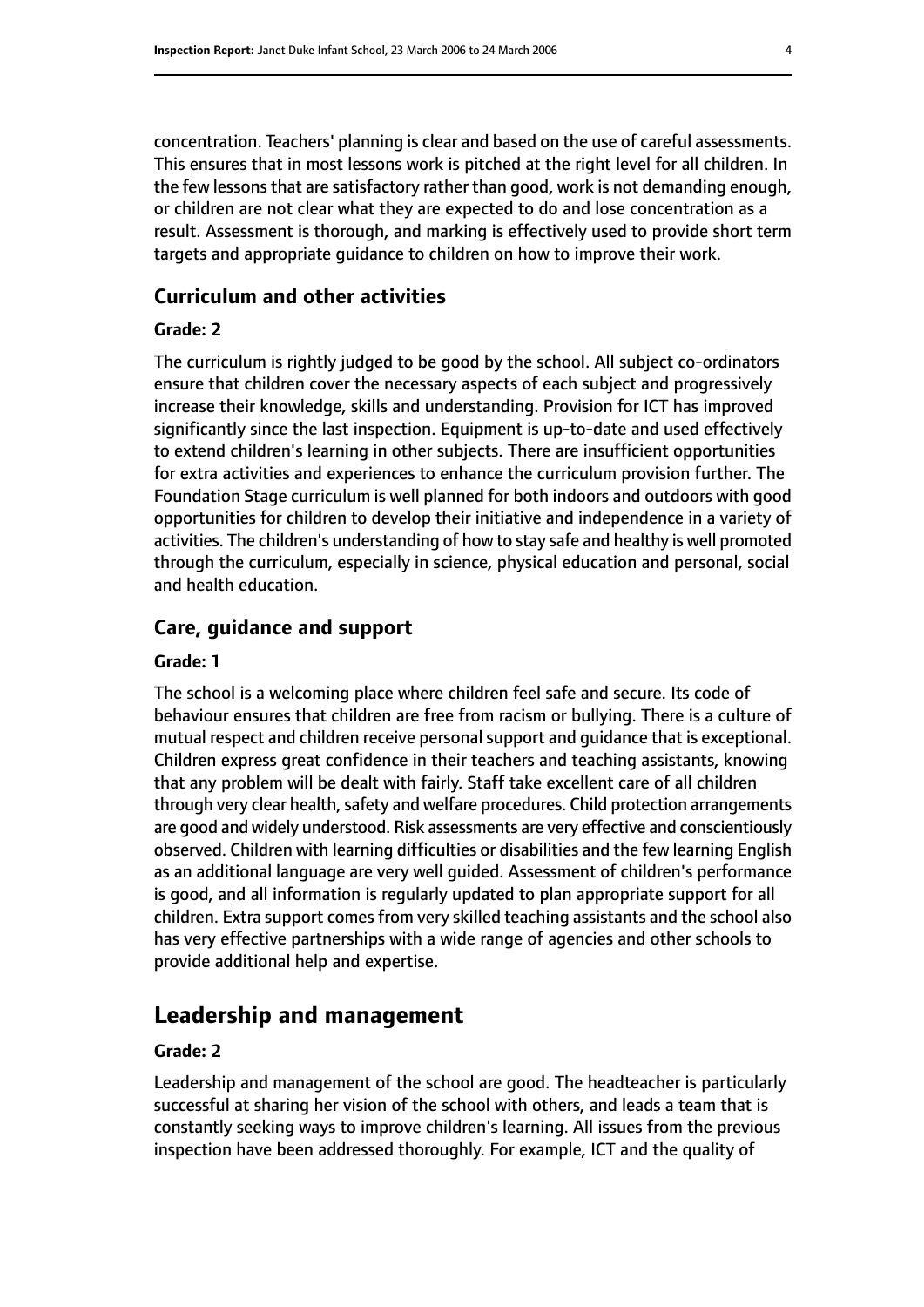concentration. Teachers' planning is clear and based on the use of careful assessments. This ensures that in most lessons work is pitched at the right level for all children. In the few lessons that are satisfactory rather than good, work is not demanding enough, or children are not clear what they are expected to do and lose concentration as a result. Assessment is thorough, and marking is effectively used to provide short term targets and appropriate guidance to children on how to improve their work.

### Curriculum and other activities

#### Grade: 2

The curriculum is rightly judged to be good by the school. All subject co-ordinators ensure that children cover the necessary aspects of each subject and progressively increase their knowledge, skills and understanding. Provision for ICT has improved significantly since the last inspection. Equipment is up-to-date and used effectively to extend children's learning in other subjects. There are insufficient opportunities for extra activities and experiences to enhance the curriculum provision further. The Foundation Stage curriculum is well planned for both indoors and outdoors with good opportunities for children to develop their initiative and independence in a variety of activities. The children's understanding of how to stay safe and healthy is well promoted through the curriculum, especially in science, physical education and personal, social and health education.

### Care, guidance and support

#### Grade: 1

The school is a welcoming place where children feel safe and secure. Its code of behaviour ensures that children are free from racism or bullying. There is a culture of mutual respect and children receive personal support and guidance that is exceptional. Children express great confidence in their teachers and teaching assistants, knowing that any problem will be dealt with fairly. Staff take excellent care of all children through very clear health, safety and welfare procedures. Child protection arrangements are good and widely understood. Risk assessments are very effective and conscientiously observed. Children with learning difficulties or disabilities and the few learning English as an additional language are very well guided. Assessment of children's performance is good, and all information is regularly updated to plan appropriate support for all children. Extra support comes from very skilled teaching assistants and the school also has very effective partnerships with a wide range of agencies and other schools to provide additional help and expertise.

## Leadership and management

#### Grade: 2

Leadership and management of the school are good. The headteacher is particularly successful at sharing her vision of the school with others, and leads a team that is constantly seeking ways to improve children's learning. All issues from the previous inspection have been addressed thoroughly. For example, ICT and the quality of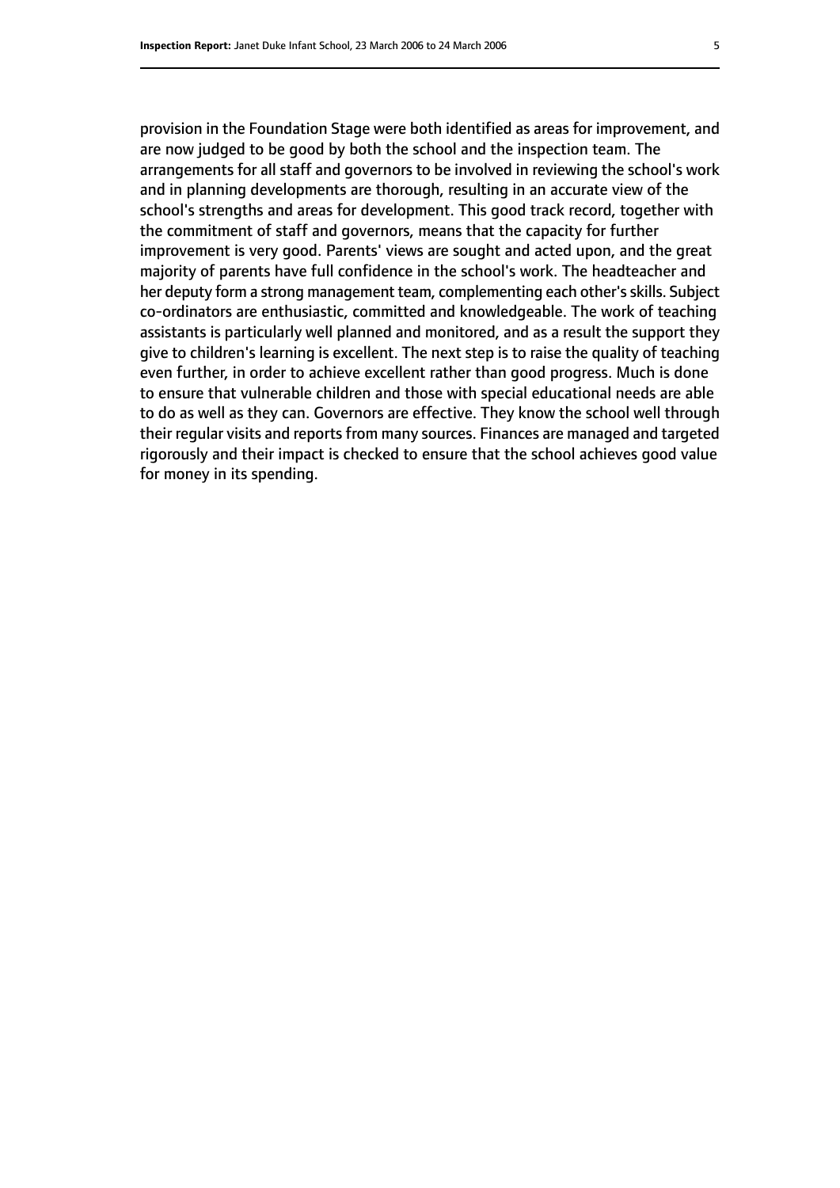provision in the Foundation Stage were both identified as areas for improvement, and are now judged to be good by both the school and the inspection team. The arrangements for all staff and governors to be involved in reviewing the school's work and in planning developments are thorough, resulting in an accurate view of the school's strengths and areas for development. This good track record, together with the commitment of staff and governors, means that the capacity for further improvement is very good. Parents' views are sought and acted upon, and the great majority of parents have full confidence in the school's work. The headteacher and her deputy form a strong management team, complementing each other's skills. Subject co-ordinators are enthusiastic, committed and knowledgeable. The work of teaching assistants is particularly well planned and monitored, and as a result the support they give to children's learning is excellent. The next step is to raise the quality of teaching even further, in order to achieve excellent rather than good progress. Much is done to ensure that vulnerable children and those with special educational needs are able to do as well as they can. Governors are effective. They know the school well through their regular visits and reports from many sources. Finances are managed and targeted rigorously and their impact is checked to ensure that the school achieves good value for money in its spending.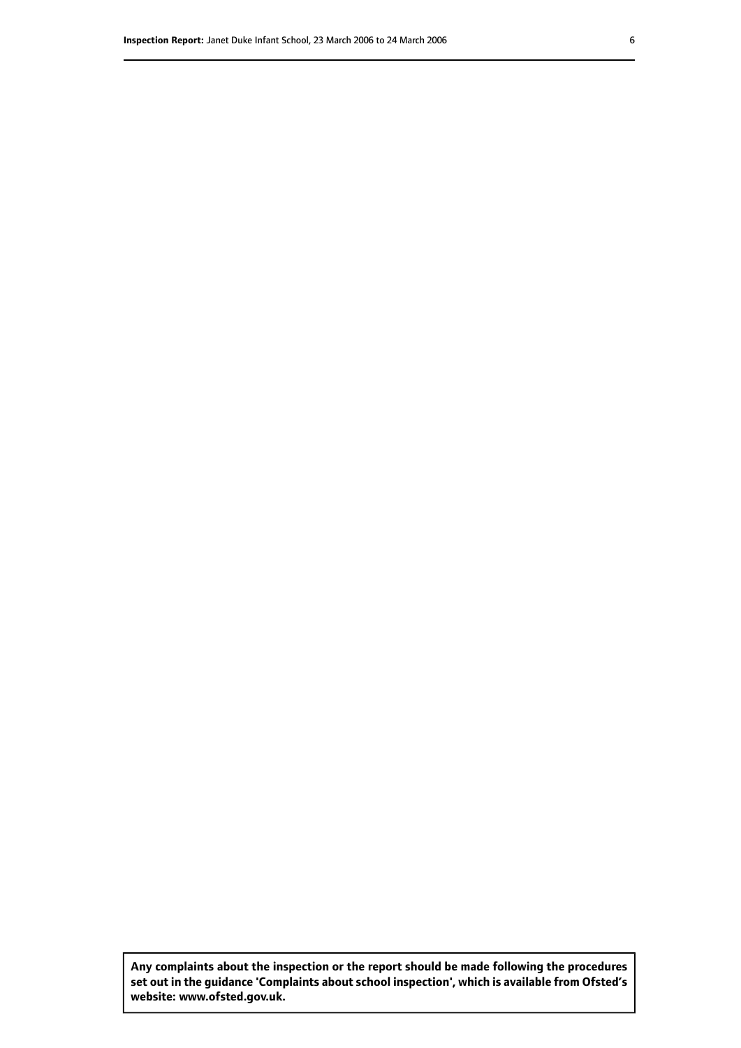**Any complaints about the inspection or the report should be made following the procedures set out in the guidance 'Complaints about school inspection', which is available from Ofsted's website: www.ofsted.gov.uk.**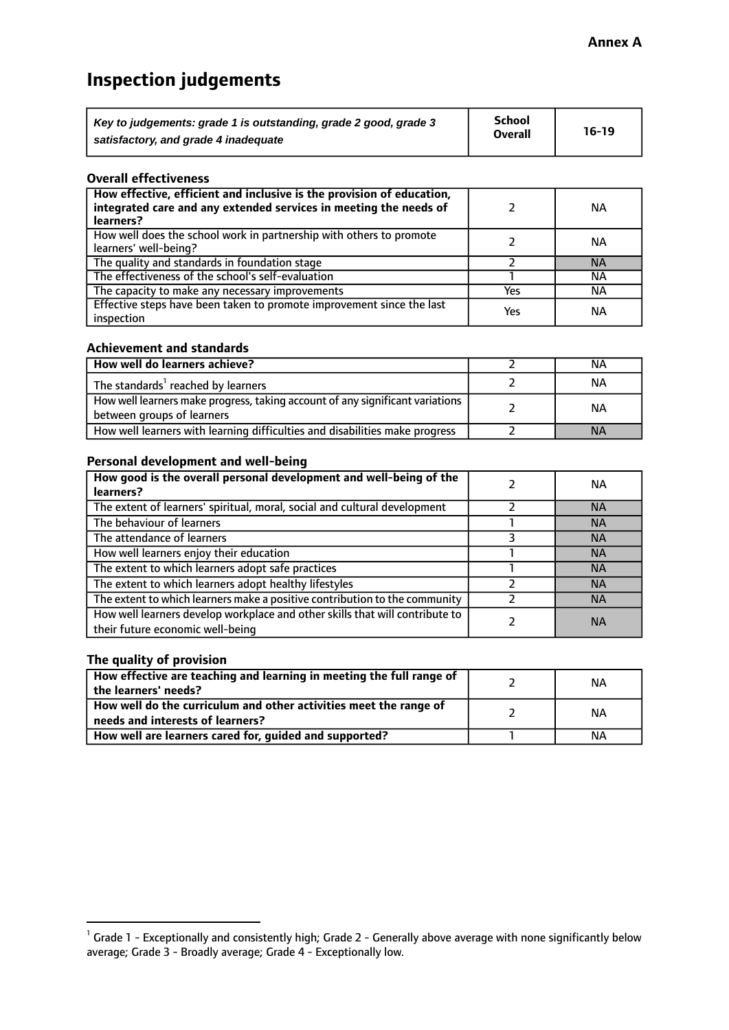**Annex A**

# Inspection judgements

| *Key to judgements: grade 1 is outstanding, grade 2 good, grade 3 satisfactory, and grade 4 inadequate* | School Overall | 16-19 |
|---|---|---|

### Overall effectiveness

| | | |
|---|---|---|
| **How effective, efficient and inclusive is the provision of education, integrated care and any extended services in meeting the needs of learners?** | 2 | NA |
| How well does the school work in partnership with others to promote learners' well-being? | 2 | NA |
| The quality and standards in foundation stage | 2 | NA |
| The effectiveness of the school's self-evaluation | 1 | NA |
| The capacity to make any necessary improvements | Yes | NA |
| Effective steps have been taken to promote improvement since the last inspection | Yes | NA |

### Achievement and standards

| | | |
|---|---|---|
| **How well do learners achieve?** | 2 | NA |
| The standards[1] reached by learners | 2 | NA |
| How well learners make progress, taking account of any significant variations between groups of learners | 2 | NA |
| How well learners with learning difficulties and disabilities make progress | 2 | NA |

### Personal development and well-being

| | | |
|---|---|---|
| **How good is the overall personal development and well-being of the learners?** | 2 | NA |
| The extent of learners' spiritual, moral, social and cultural development | 2 | NA |
| The behaviour of learners | 1 | NA |
| The attendance of learners | 3 | NA |
| How well learners enjoy their education | 1 | NA |
| The extent to which learners adopt safe practices | 1 | NA |
| The extent to which learners adopt healthy lifestyles | 2 | NA |
| The extent to which learners make a positive contribution to the community | 2 | NA |
| How well learners develop workplace and other skills that will contribute to their future economic well-being | 2 | NA |

### The quality of provision

| | | |
|---|---|---|
| **How effective are teaching and learning in meeting the full range of the learners' needs?** | 2 | NA |
| **How well do the curriculum and other activities meet the range of needs and interests of learners?** | 2 | NA |
| **How well are learners cared for, guided and supported?** | 1 | NA |

[1] Grade 1 - Exceptionally and consistently high; Grade 2 - Generally above average with none significantly below average; Grade 3 - Broadly average; Grade 4 - Exceptionally low.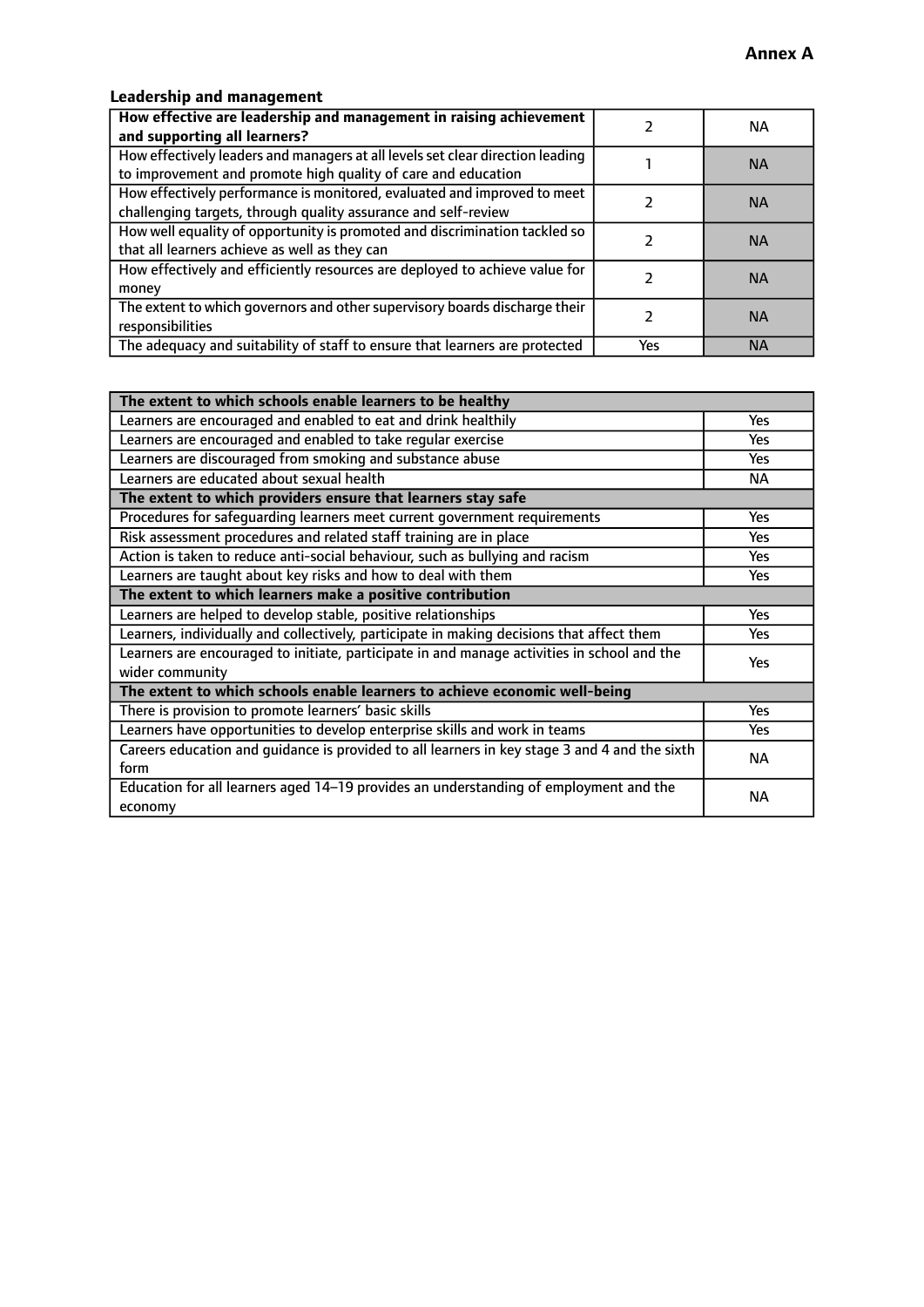**Annex A**

### Leadership and management

| How effective are leadership and management in raising achievement and supporting all learners? | 2 | NA |
|---|---|---|
| How effectively leaders and managers at all levels set clear direction leading to improvement and promote high quality of care and education | 1 | NA |
| How effectively performance is monitored, evaluated and improved to meet challenging targets, through quality assurance and self-review | 2 | NA |
| How well equality of opportunity is promoted and discrimination tackled so that all learners achieve as well as they can | 2 | NA |
| How effectively and efficiently resources are deployed to achieve value for money | 2 | NA |
| The extent to which governors and other supervisory boards discharge their responsibilities | 2 | NA |
| The adequacy and suitability of staff to ensure that learners are protected | Yes | NA |

| **The extent to which schools enable learners to be healthy** | |
|---|---|
| Learners are encouraged and enabled to eat and drink healthily | Yes |
| Learners are encouraged and enabled to take regular exercise | Yes |
| Learners are discouraged from smoking and substance abuse | Yes |
| Learners are educated about sexual health | NA |
| **The extent to which providers ensure that learners stay safe** | |
| Procedures for safeguarding learners meet current government requirements | Yes |
| Risk assessment procedures and related staff training are in place | Yes |
| Action is taken to reduce anti-social behaviour, such as bullying and racism | Yes |
| Learners are taught about key risks and how to deal with them | Yes |
| **The extent to which learners make a positive contribution** | |
| Learners are helped to develop stable, positive relationships | Yes |
| Learners, individually and collectively, participate in making decisions that affect them | Yes |
| Learners are encouraged to initiate, participate in and manage activities in school and the wider community | Yes |
| **The extent to which schools enable learners to achieve economic well-being** | |
| There is provision to promote learners' basic skills | Yes |
| Learners have opportunities to develop enterprise skills and work in teams | Yes |
| Careers education and guidance is provided to all learners in key stage 3 and 4 and the sixth form | NA |
| Education for all learners aged 14–19 provides an understanding of employment and the economy | NA |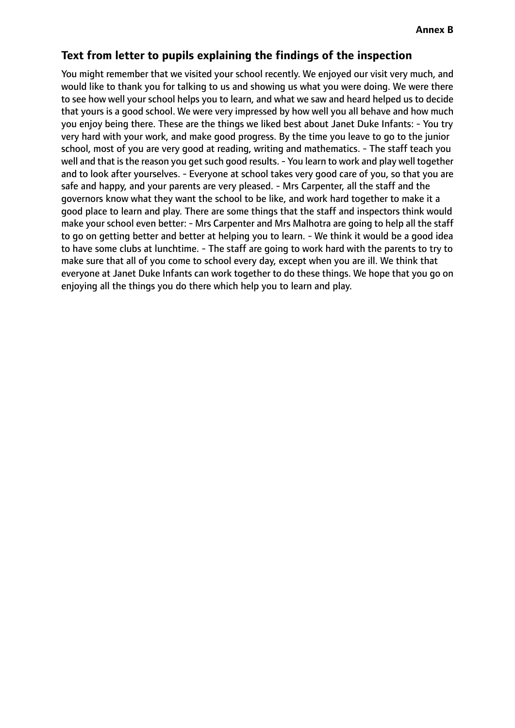**Annex B**

## Text from letter to pupils explaining the findings of the inspection

You might remember that we visited your school recently. We enjoyed our visit very much, and would like to thank you for talking to us and showing us what you were doing. We were there to see how well your school helps you to learn, and what we saw and heard helped us to decide that yours is a good school. We were very impressed by how well you all behave and how much you enjoy being there. These are the things we liked best about Janet Duke Infants: - You try very hard with your work, and make good progress. By the time you leave to go to the junior school, most of you are very good at reading, writing and mathematics. - The staff teach you well and that is the reason you get such good results. - You learn to work and play well together and to look after yourselves. - Everyone at school takes very good care of you, so that you are safe and happy, and your parents are very pleased. - Mrs Carpenter, all the staff and the governors know what they want the school to be like, and work hard together to make it a good place to learn and play. There are some things that the staff and inspectors think would make your school even better: - Mrs Carpenter and Mrs Malhotra are going to help all the staff to go on getting better and better at helping you to learn. - We think it would be a good idea to have some clubs at lunchtime. - The staff are going to work hard with the parents to try to make sure that all of you come to school every day, except when you are ill. We think that everyone at Janet Duke Infants can work together to do these things. We hope that you go on enjoying all the things you do there which help you to learn and play.